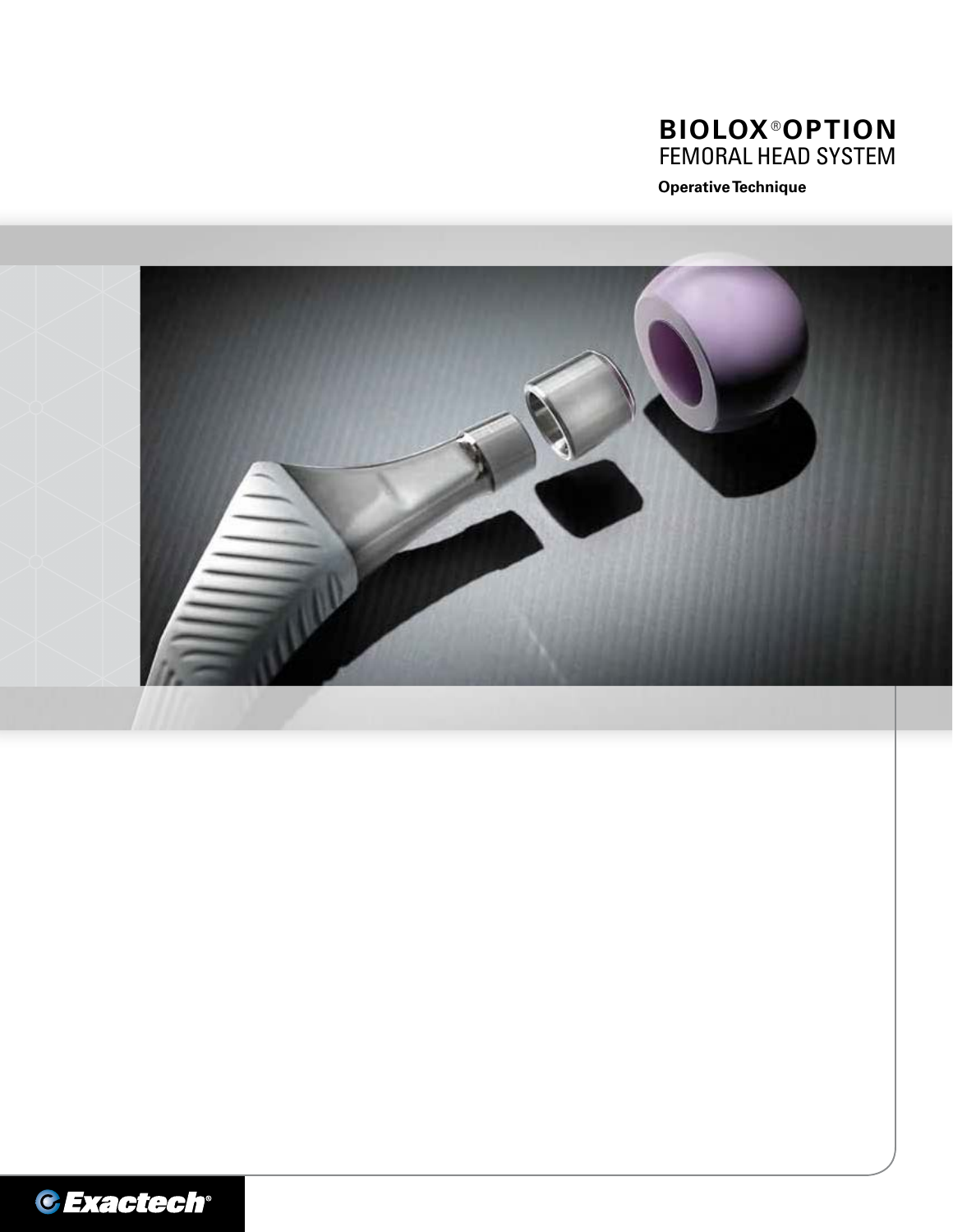# BIOLOX®OPTION
## FEMORAL HEAD SYSTEM

**Operative Technique**

Exactech®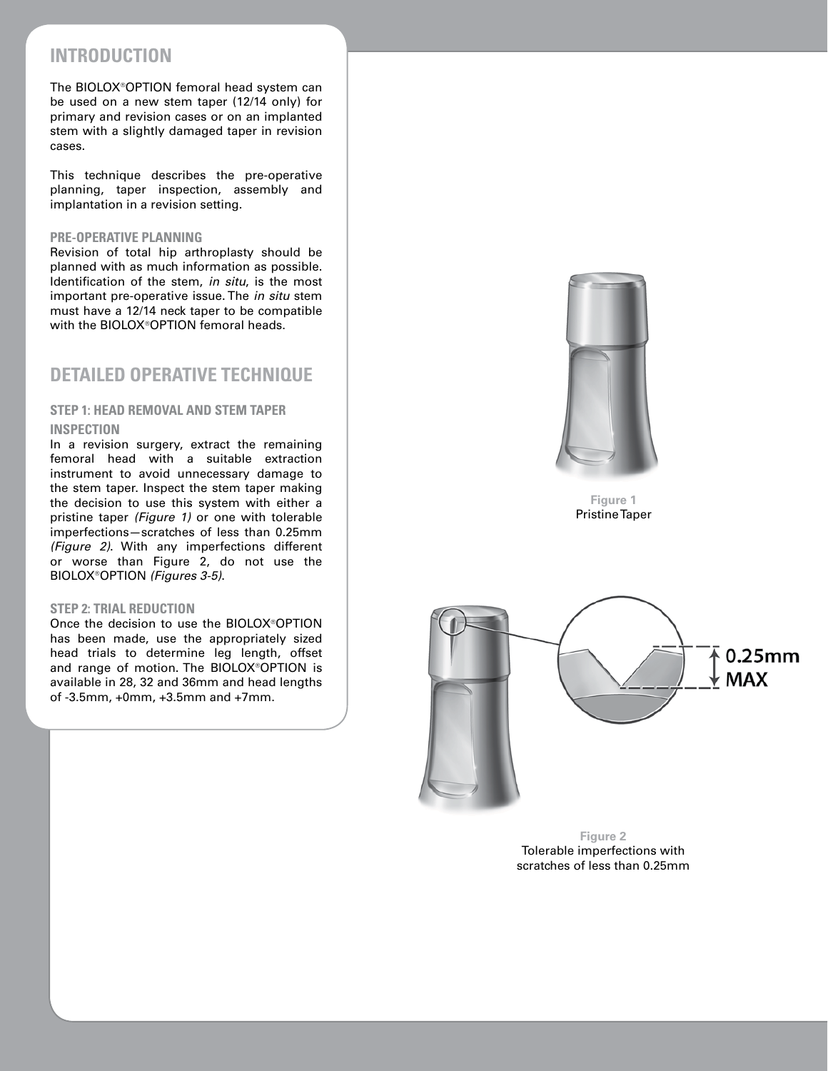## INTRODUCTION

The BIOLOX®OPTION femoral head system can be used on a new stem taper (12/14 only) for primary and revision cases or on an implanted stem with a slightly damaged taper in revision cases.

This technique describes the pre-operative planning, taper inspection, assembly and implantation in a revision setting.

### PRE-OPERATIVE PLANNING

Revision of total hip arthroplasty should be planned with as much information as possible. Identification of the stem, *in situ*, is the most important pre-operative issue. The *in situ* stem must have a 12/14 neck taper to be compatible with the BIOLOX®OPTION femoral heads.

## DETAILED OPERATIVE TECHNIQUE

### STEP 1: HEAD REMOVAL AND STEM TAPER INSPECTION

In a revision surgery, extract the remaining femoral head with a suitable extraction instrument to avoid unnecessary damage to the stem taper. Inspect the stem taper making the decision to use this system with either a pristine taper *(Figure 1)* or one with tolerable imperfections—scratches of less than 0.25mm *(Figure 2)*. With any imperfections different or worse than Figure 2, do not use the BIOLOX®OPTION *(Figures 3-5)*.

### STEP 2: TRIAL REDUCTION

Once the decision to use the BIOLOX®OPTION has been made, use the appropriately sized head trials to determine leg length, offset and range of motion. The BIOLOX®OPTION is available in 28, 32 and 36mm and head lengths of -3.5mm, +0mm, +3.5mm and +7mm.

**Figure 1**
Pristine Taper

0.25mm MAX

**Figure 2**
Tolerable imperfections with scratches of less than 0.25mm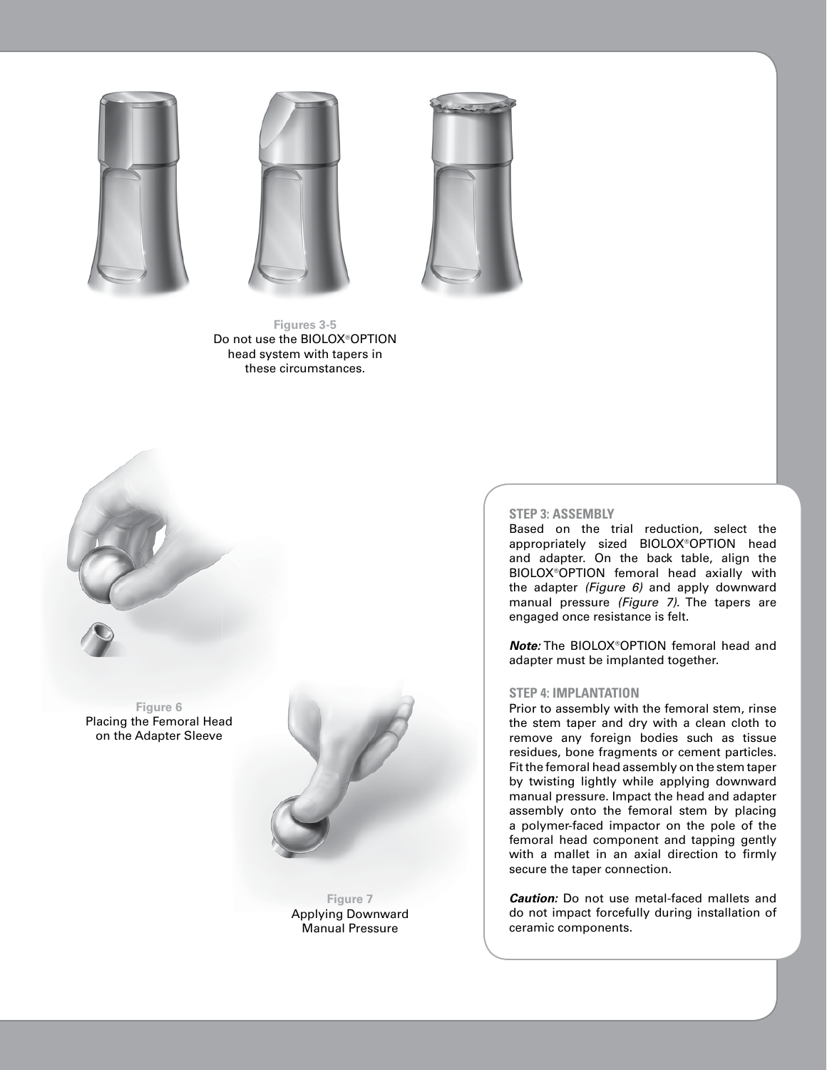**Figures 3-5**
Do not use the BIOLOX®OPTION head system with tapers in these circumstances.

**Figure 6**
Placing the Femoral Head on the Adapter Sleeve

**Figure 7**
Applying Downward Manual Pressure

### STEP 3: ASSEMBLY

Based on the trial reduction, select the appropriately sized BIOLOX®OPTION head and adapter. On the back table, align the BIOLOX®OPTION femoral head axially with the adapter *(Figure 6)* and apply downward manual pressure *(Figure 7).* The tapers are engaged once resistance is felt.

***Note:*** The BIOLOX®OPTION femoral head and adapter must be implanted together.

### STEP 4: IMPLANTATION

Prior to assembly with the femoral stem, rinse the stem taper and dry with a clean cloth to remove any foreign bodies such as tissue residues, bone fragments or cement particles. Fit the femoral head assembly on the stem taper by twisting lightly while applying downward manual pressure. Impact the head and adapter assembly onto the femoral stem by placing a polymer-faced impactor on the pole of the femoral head component and tapping gently with a mallet in an axial direction to firmly secure the taper connection.

***Caution:*** Do not use metal-faced mallets and do not impact forcefully during installation of ceramic components.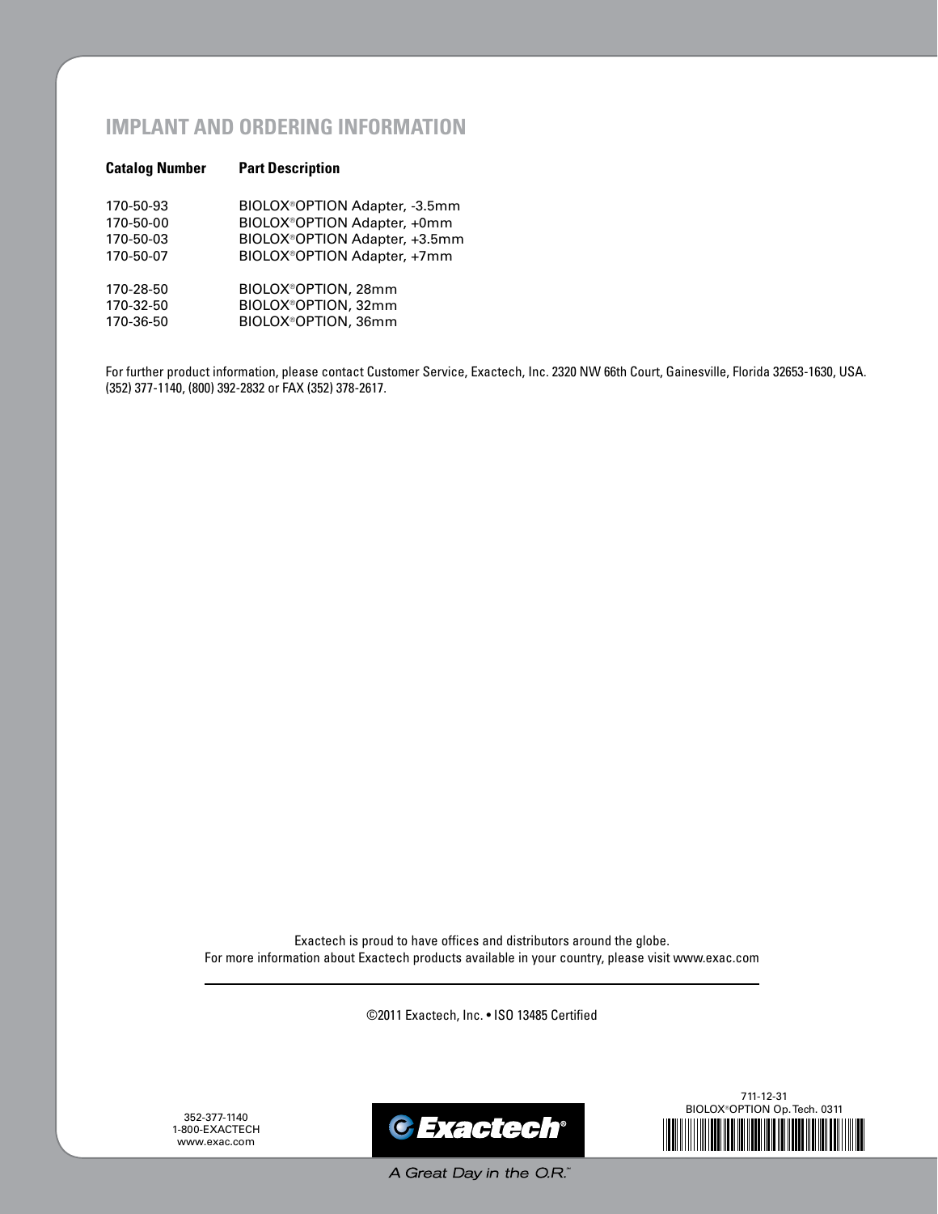## IMPLANT AND ORDERING INFORMATION

| Catalog Number | Part Description |
|---|---|
| 170-50-93 | BIOLOX®OPTION Adapter, -3.5mm |
| 170-50-00 | BIOLOX®OPTION Adapter, +0mm |
| 170-50-03 | BIOLOX®OPTION Adapter, +3.5mm |
| 170-50-07 | BIOLOX®OPTION Adapter, +7mm |
| 170-28-50 | BIOLOX®OPTION, 28mm |
| 170-32-50 | BIOLOX®OPTION, 32mm |
| 170-36-50 | BIOLOX®OPTION, 36mm |

For further product information, please contact Customer Service, Exactech, Inc. 2320 NW 66th Court, Gainesville, Florida 32653-1630, USA. (352) 377-1140, (800) 392-2832 or FAX (352) 378-2617.

Exactech is proud to have offices and distributors around the globe.
For more information about Exactech products available in your country, please visit www.exac.com

©2011 Exactech, Inc. • ISO 13485 Certified

352-377-1140
1-800-EXACTECH
www.exac.com

Exactech®

A Great Day in the O.R.™

711-12-31
BIOLOX®OPTION Op. Tech. 0311